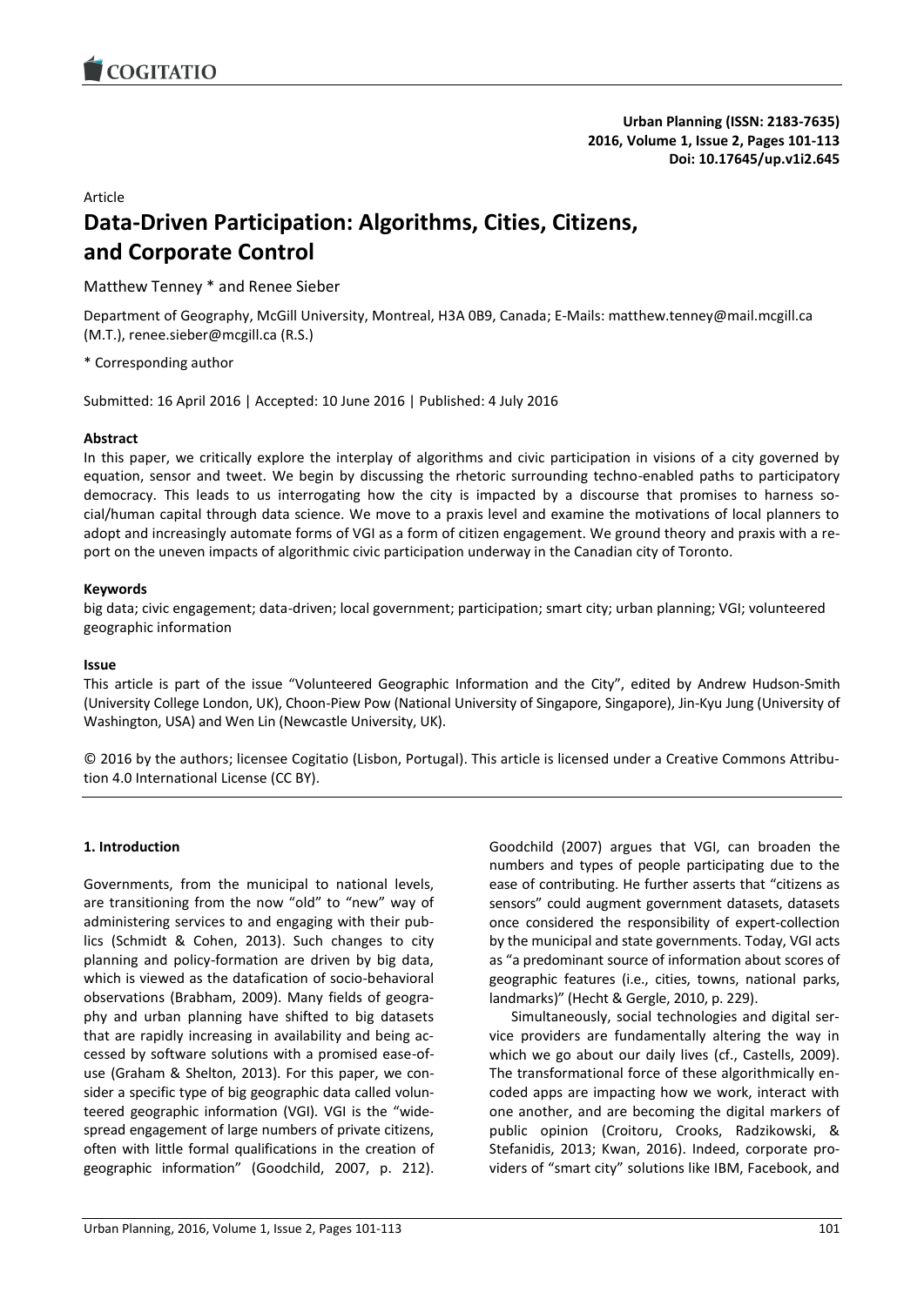Article

# Data-Driven Participation: Algorithms, Cities, Citizens, and Corporate Control

Matthew Tenney * and Renee Sieber

Department of Geography, McGill University, Montreal, H3A 0B9, Canada; E-Mails: matthew.tenney@mail.mcgill.ca (M.T.), renee.sieber@mcgill.ca (R.S.)

* Corresponding author

Submitted: 16 April 2016 | Accepted: 10 June 2016 | Published: 4 July 2016

### Abstract

In this paper, we critically explore the interplay of algorithms and civic participation in visions of a city governed by equation, sensor and tweet. We begin by discussing the rhetoric surrounding techno-enabled paths to participatory democracy. This leads to us interrogating how the city is impacted by a discourse that promises to harness social/human capital through data science. We move to a praxis level and examine the motivations of local planners to adopt and increasingly automate forms of VGI as a form of citizen engagement. We ground theory and praxis with a report on the uneven impacts of algorithmic civic participation underway in the Canadian city of Toronto.

### Keywords

big data; civic engagement; data-driven; local government; participation; smart city; urban planning; VGI; volunteered geographic information

### Issue

This article is part of the issue "Volunteered Geographic Information and the City", edited by Andrew Hudson-Smith (University College London, UK), Choon-Piew Pow (National University of Singapore, Singapore), Jin-Kyu Jung (University of Washington, USA) and Wen Lin (Newcastle University, UK).

© 2016 by the authors; licensee Cogitatio (Lisbon, Portugal). This article is licensed under a Creative Commons Attribution 4.0 International License (CC BY).

## 1. Introduction

Governments, from the municipal to national levels, are transitioning from the now "old" to "new" way of administering services to and engaging with their publics (Schmidt & Cohen, 2013). Such changes to city planning and policy-formation are driven by big data, which is viewed as the datafication of socio-behavioral observations (Brabham, 2009). Many fields of geography and urban planning have shifted to big datasets that are rapidly increasing in availability and being accessed by software solutions with a promised ease-of-use (Graham & Shelton, 2013). For this paper, we consider a specific type of big geographic data called volunteered geographic information (VGI). VGI is the "widespread engagement of large numbers of private citizens, often with little formal qualifications in the creation of geographic information" (Goodchild, 2007, p. 212). Goodchild (2007) argues that VGI, can broaden the numbers and types of people participating due to the ease of contributing. He further asserts that "citizens as sensors" could augment government datasets, datasets once considered the responsibility of expert-collection by the municipal and state governments. Today, VGI acts as "a predominant source of information about scores of geographic features (i.e., cities, towns, national parks, landmarks)" (Hecht & Gergle, 2010, p. 229).

Simultaneously, social technologies and digital service providers are fundamentally altering the way in which we go about our daily lives (cf., Castells, 2009). The transformational force of these algorithmically encoded apps are impacting how we work, interact with one another, and are becoming the digital markers of public opinion (Croitoru, Crooks, Radzikowski, & Stefanidis, 2013; Kwan, 2016). Indeed, corporate providers of "smart city" solutions like IBM, Facebook, and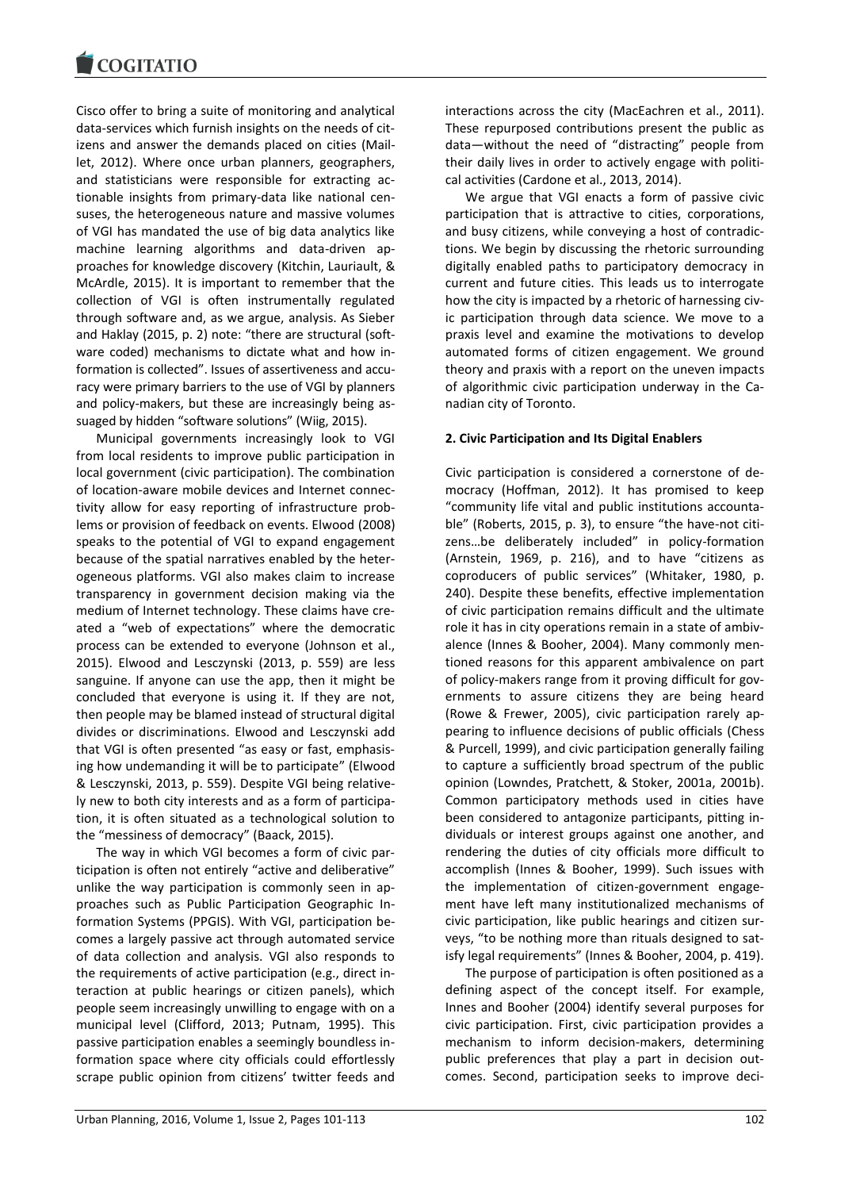Cisco offer to bring a suite of monitoring and analytical data-services which furnish insights on the needs of citizens and answer the demands placed on cities (Maillet, 2012). Where once urban planners, geographers, and statisticians were responsible for extracting actionable insights from primary-data like national censuses, the heterogeneous nature and massive volumes of VGI has mandated the use of big data analytics like machine learning algorithms and data-driven approaches for knowledge discovery (Kitchin, Lauriault, & McArdle, 2015). It is important to remember that the collection of VGI is often instrumentally regulated through software and, as we argue, analysis. As Sieber and Haklay (2015, p. 2) note: "there are structural (software coded) mechanisms to dictate what and how information is collected". Issues of assertiveness and accuracy were primary barriers to the use of VGI by planners and policy-makers, but these are increasingly being assuaged by hidden "software solutions" (Wiig, 2015).

Municipal governments increasingly look to VGI from local residents to improve public participation in local government (civic participation). The combination of location-aware mobile devices and Internet connectivity allow for easy reporting of infrastructure problems or provision of feedback on events. Elwood (2008) speaks to the potential of VGI to expand engagement because of the spatial narratives enabled by the heterogeneous platforms. VGI also makes claim to increase transparency in government decision making via the medium of Internet technology. These claims have created a "web of expectations" where the democratic process can be extended to everyone (Johnson et al., 2015). Elwood and Lesczynski (2013, p. 559) are less sanguine. If anyone can use the app, then it might be concluded that everyone is using it. If they are not, then people may be blamed instead of structural digital divides or discriminations. Elwood and Lesczynski add that VGI is often presented "as easy or fast, emphasising how undemanding it will be to participate" (Elwood & Lesczynski, 2013, p. 559). Despite VGI being relatively new to both city interests and as a form of participation, it is often situated as a technological solution to the "messiness of democracy" (Baack, 2015).

The way in which VGI becomes a form of civic participation is often not entirely "active and deliberative" unlike the way participation is commonly seen in approaches such as Public Participation Geographic Information Systems (PPGIS). With VGI, participation becomes a largely passive act through automated service of data collection and analysis. VGI also responds to the requirements of active participation (e.g., direct interaction at public hearings or citizen panels), which people seem increasingly unwilling to engage with on a municipal level (Clifford, 2013; Putnam, 1995). This passive participation enables a seemingly boundless information space where city officials could effortlessly scrape public opinion from citizens' twitter feeds and interactions across the city (MacEachren et al., 2011). These repurposed contributions present the public as data—without the need of "distracting" people from their daily lives in order to actively engage with political activities (Cardone et al., 2013, 2014).

We argue that VGI enacts a form of passive civic participation that is attractive to cities, corporations, and busy citizens, while conveying a host of contradictions. We begin by discussing the rhetoric surrounding digitally enabled paths to participatory democracy in current and future cities. This leads us to interrogate how the city is impacted by a rhetoric of harnessing civic participation through data science. We move to a praxis level and examine the motivations to develop automated forms of citizen engagement. We ground theory and praxis with a report on the uneven impacts of algorithmic civic participation underway in the Canadian city of Toronto.

## 2. Civic Participation and Its Digital Enablers

Civic participation is considered a cornerstone of democracy (Hoffman, 2012). It has promised to keep "community life vital and public institutions accountable" (Roberts, 2015, p. 3), to ensure "the have-not citizens…be deliberately included" in policy-formation (Arnstein, 1969, p. 216), and to have "citizens as coproducers of public services" (Whitaker, 1980, p. 240). Despite these benefits, effective implementation of civic participation remains difficult and the ultimate role it has in city operations remain in a state of ambivalence (Innes & Booher, 2004). Many commonly mentioned reasons for this apparent ambivalence on part of policy-makers range from it proving difficult for governments to assure citizens they are being heard (Rowe & Frewer, 2005), civic participation rarely appearing to influence decisions of public officials (Chess & Purcell, 1999), and civic participation generally failing to capture a sufficiently broad spectrum of the public opinion (Lowndes, Pratchett, & Stoker, 2001a, 2001b). Common participatory methods used in cities have been considered to antagonize participants, pitting individuals or interest groups against one another, and rendering the duties of city officials more difficult to accomplish (Innes & Booher, 1999). Such issues with the implementation of citizen-government engagement have left many institutionalized mechanisms of civic participation, like public hearings and citizen surveys, "to be nothing more than rituals designed to satisfy legal requirements" (Innes & Booher, 2004, p. 419).

The purpose of participation is often positioned as a defining aspect of the concept itself. For example, Innes and Booher (2004) identify several purposes for civic participation. First, civic participation provides a mechanism to inform decision-makers, determining public preferences that play a part in decision outcomes. Second, participation seeks to improve deci-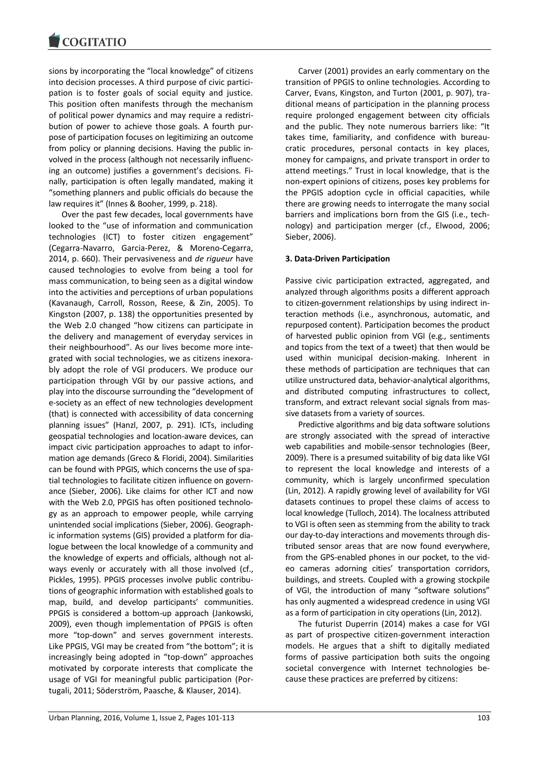sions by incorporating the "local knowledge" of citizens into decision processes. A third purpose of civic participation is to foster goals of social equity and justice. This position often manifests through the mechanism of political power dynamics and may require a redistribution of power to achieve those goals. A fourth purpose of participation focuses on legitimizing an outcome from policy or planning decisions. Having the public involved in the process (although not necessarily influencing an outcome) justifies a government's decisions. Finally, participation is often legally mandated, making it "something planners and public officials do because the law requires it" (Innes & Booher, 1999, p. 218).

Over the past few decades, local governments have looked to the "use of information and communication technologies (ICT) to foster citizen engagement" (Cegarra-Navarro, Garcia-Perez, & Moreno-Cegarra, 2014, p. 660). Their pervasiveness and *de rigueur* have caused technologies to evolve from being a tool for mass communication, to being seen as a digital window into the activities and perceptions of urban populations (Kavanaugh, Carroll, Rosson, Reese, & Zin, 2005). To Kingston (2007, p. 138) the opportunities presented by the Web 2.0 changed "how citizens can participate in the delivery and management of everyday services in their neighbourhood". As our lives become more integrated with social technologies, we as citizens inexorably adopt the role of VGI producers. We produce our participation through VGI by our passive actions, and play into the discourse surrounding the "development of e-society as an effect of new technologies development (that) is connected with accessibility of data concerning planning issues" (Hanzl, 2007, p. 291). ICTs, including geospatial technologies and location-aware devices, can impact civic participation approaches to adapt to information age demands (Greco & Floridi, 2004). Similarities can be found with PPGIS, which concerns the use of spatial technologies to facilitate citizen influence on governance (Sieber, 2006). Like claims for other ICT and now with the Web 2.0, PPGIS has often positioned technology as an approach to empower people, while carrying unintended social implications (Sieber, 2006). Geographic information systems (GIS) provided a platform for dialogue between the local knowledge of a community and the knowledge of experts and officials, although not always evenly or accurately with all those involved (cf., Pickles, 1995). PPGIS processes involve public contributions of geographic information with established goals to map, build, and develop participants' communities. PPGIS is considered a bottom-up approach (Jankowski, 2009), even though implementation of PPGIS is often more "top-down" and serves government interests. Like PPGIS, VGI may be created from "the bottom"; it is increasingly being adopted in "top-down" approaches motivated by corporate interests that complicate the usage of VGI for meaningful public participation (Portugali, 2011; Söderström, Paasche, & Klauser, 2014).

Carver (2001) provides an early commentary on the transition of PPGIS to online technologies. According to Carver, Evans, Kingston, and Turton (2001, p. 907), traditional means of participation in the planning process require prolonged engagement between city officials and the public. They note numerous barriers like: "It takes time, familiarity, and confidence with bureaucratic procedures, personal contacts in key places, money for campaigns, and private transport in order to attend meetings." Trust in local knowledge, that is the non-expert opinions of citizens, poses key problems for the PPGIS adoption cycle in official capacities, while there are growing needs to interrogate the many social barriers and implications born from the GIS (i.e., technology) and participation merger (cf., Elwood, 2006; Sieber, 2006).

## 3. Data-Driven Participation

Passive civic participation extracted, aggregated, and analyzed through algorithms posits a different approach to citizen-government relationships by using indirect interaction methods (i.e., asynchronous, automatic, and repurposed content). Participation becomes the product of harvested public opinion from VGI (e.g., sentiments and topics from the text of a tweet) that then would be used within municipal decision-making. Inherent in these methods of participation are techniques that can utilize unstructured data, behavior-analytical algorithms, and distributed computing infrastructures to collect, transform, and extract relevant social signals from massive datasets from a variety of sources.

Predictive algorithms and big data software solutions are strongly associated with the spread of interactive web capabilities and mobile-sensor technologies (Beer, 2009). There is a presumed suitability of big data like VGI to represent the local knowledge and interests of a community, which is largely unconfirmed speculation (Lin, 2012). A rapidly growing level of availability for VGI datasets continues to propel these claims of access to local knowledge (Tulloch, 2014). The localness attributed to VGI is often seen as stemming from the ability to track our day-to-day interactions and movements through distributed sensor areas that are now found everywhere, from the GPS-enabled phones in our pocket, to the video cameras adorning cities' transportation corridors, buildings, and streets. Coupled with a growing stockpile of VGI, the introduction of many "software solutions" has only augmented a widespread credence in using VGI as a form of participation in city operations (Lin, 2012).

The futurist Duperrin (2014) makes a case for VGI as part of prospective citizen-government interaction models. He argues that a shift to digitally mediated forms of passive participation both suits the ongoing societal convergence with Internet technologies because these practices are preferred by citizens: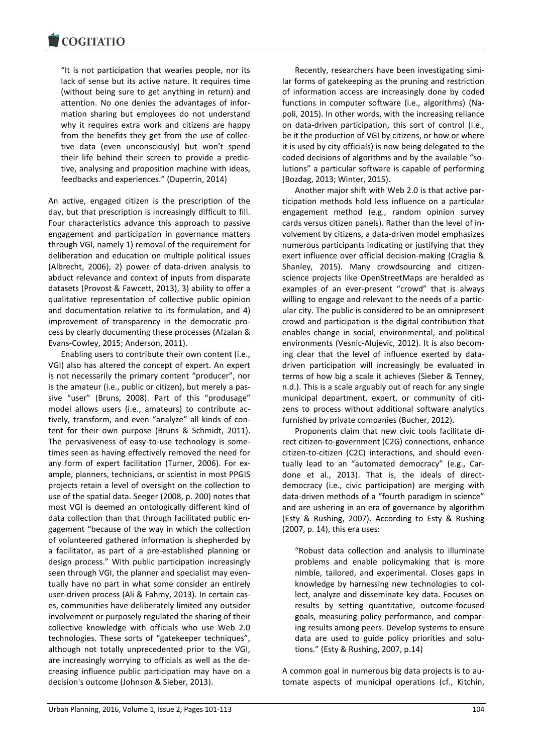> "It is not participation that wearies people, nor its lack of sense but its active nature. It requires time (without being sure to get anything in return) and attention. No one denies the advantages of information sharing but employees do not understand why it requires extra work and citizens are happy from the benefits they get from the use of collective data (even unconsciously) but won't spend their life behind their screen to provide a predictive, analysing and proposition machine with ideas, feedbacks and experiences." (Duperrin, 2014)

An active, engaged citizen is the prescription of the day, but that prescription is increasingly difficult to fill. Four characteristics advance this approach to passive engagement and participation in governance matters through VGI, namely 1) removal of the requirement for deliberation and education on multiple political issues (Albrecht, 2006), 2) power of data-driven analysis to abduct relevance and context of inputs from disparate datasets (Provost & Fawcett, 2013), 3) ability to offer a qualitative representation of collective public opinion and documentation relative to its formulation, and 4) improvement of transparency in the democratic process by clearly documenting these processes (Afzalan & Evans-Cowley, 2015; Anderson, 2011).

Enabling users to contribute their own content (i.e., VGI) also has altered the concept of expert. An expert is not necessarily the primary content "producer", nor is the amateur (i.e., public or citizen), but merely a passive "user" (Bruns, 2008). Part of this "produsage" model allows users (i.e., amateurs) to contribute actively, transform, and even "analyze" all kinds of content for their own purpose (Bruns & Schmidt, 2011). The pervasiveness of easy-to-use technology is sometimes seen as having effectively removed the need for any form of expert facilitation (Turner, 2006). For example, planners, technicians, or scientist in most PPGIS projects retain a level of oversight on the collection to use of the spatial data. Seeger (2008, p. 200) notes that most VGI is deemed an ontologically different kind of data collection than that through facilitated public engagement "because of the way in which the collection of volunteered gathered information is shepherded by a facilitator, as part of a pre-established planning or design process." With public participation increasingly seen through VGI, the planner and specialist may eventually have no part in what some consider an entirely user-driven process (Ali & Fahmy, 2013). In certain cases, communities have deliberately limited any outsider involvement or purposely regulated the sharing of their collective knowledge with officials who use Web 2.0 technologies. These sorts of "gatekeeper techniques", although not totally unprecedented prior to the VGI, are increasingly worrying to officials as well as the decreasing influence public participation may have on a decision's outcome (Johnson & Sieber, 2013).

Recently, researchers have been investigating similar forms of gatekeeping as the pruning and restriction of information access are increasingly done by coded functions in computer software (i.e., algorithms) (Napoli, 2015). In other words, with the increasing reliance on data-driven participation, this sort of control (i.e., be it the production of VGI by citizens, or how or where it is used by city officials) is now being delegated to the coded decisions of algorithms and by the available "solutions" a particular software is capable of performing (Bozdag, 2013; Winter, 2015).

Another major shift with Web 2.0 is that active participation methods hold less influence on a particular engagement method (e.g., random opinion survey cards versus citizen panels). Rather than the level of involvement by citizens, a data-driven model emphasizes numerous participants indicating or justifying that they exert influence over official decision-making (Craglia & Shanley, 2015). Many crowdsourcing and citizen-science projects like OpenStreetMaps are heralded as examples of an ever-present "crowd" that is always willing to engage and relevant to the needs of a particular city. The public is considered to be an omnipresent crowd and participation is the digital contribution that enables change in social, environmental, and political environments (Vesnic-Alujevic, 2012). It is also becoming clear that the level of influence exerted by data-driven participation will increasingly be evaluated in terms of how big a scale it achieves (Sieber & Tenney, n.d.). This is a scale arguably out of reach for any single municipal department, expert, or community of citizens to process without additional software analytics furnished by private companies (Bucher, 2012).

Proponents claim that new civic tools facilitate direct citizen-to-government (C2G) connections, enhance citizen-to-citizen (C2C) interactions, and should eventually lead to an "automated democracy" (e.g., Cardone et al., 2013). That is, the ideals of direct-democracy (i.e., civic participation) are merging with data-driven methods of a "fourth paradigm in science" and are ushering in an era of governance by algorithm (Esty & Rushing, 2007). According to Esty & Rushing (2007, p. 14), this era uses:

> "Robust data collection and analysis to illuminate problems and enable policymaking that is more nimble, tailored, and experimental. Closes gaps in knowledge by harnessing new technologies to collect, analyze and disseminate key data. Focuses on results by setting quantitative, outcome-focused goals, measuring policy performance, and comparing results among peers. Develop systems to ensure data are used to guide policy priorities and solutions." (Esty & Rushing, 2007, p.14)

A common goal in numerous big data projects is to automate aspects of municipal operations (cf., Kitchin,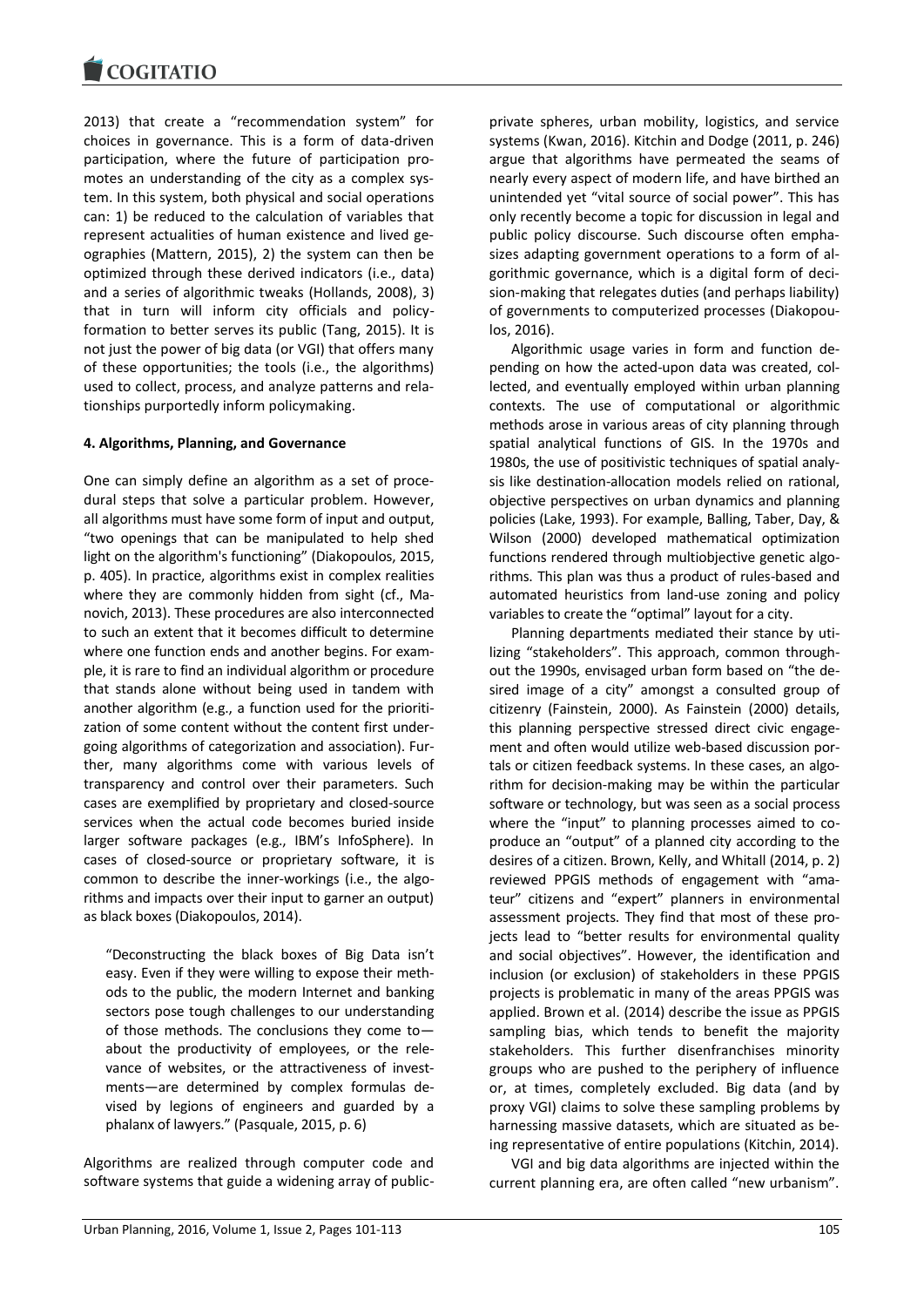2013) that create a "recommendation system" for choices in governance. This is a form of data-driven participation, where the future of participation promotes an understanding of the city as a complex system. In this system, both physical and social operations can: 1) be reduced to the calculation of variables that represent actualities of human existence and lived geographies (Mattern, 2015), 2) the system can then be optimized through these derived indicators (i.e., data) and a series of algorithmic tweaks (Hollands, 2008), 3) that in turn will inform city officials and policy-formation to better serves its public (Tang, 2015). It is not just the power of big data (or VGI) that offers many of these opportunities; the tools (i.e., the algorithms) used to collect, process, and analyze patterns and relationships purportedly inform policymaking.

## 4. Algorithms, Planning, and Governance

One can simply define an algorithm as a set of procedural steps that solve a particular problem. However, all algorithms must have some form of input and output, "two openings that can be manipulated to help shed light on the algorithm's functioning" (Diakopoulos, 2015, p. 405). In practice, algorithms exist in complex realities where they are commonly hidden from sight (cf., Manovich, 2013). These procedures are also interconnected to such an extent that it becomes difficult to determine where one function ends and another begins. For example, it is rare to find an individual algorithm or procedure that stands alone without being used in tandem with another algorithm (e.g., a function used for the prioritization of some content without the content first undergoing algorithms of categorization and association). Further, many algorithms come with various levels of transparency and control over their parameters. Such cases are exemplified by proprietary and closed-source services when the actual code becomes buried inside larger software packages (e.g., IBM's InfoSphere). In cases of closed-source or proprietary software, it is common to describe the inner-workings (i.e., the algorithms and impacts over their input to garner an output) as black boxes (Diakopoulos, 2014).

> "Deconstructing the black boxes of Big Data isn't easy. Even if they were willing to expose their methods to the public, the modern Internet and banking sectors pose tough challenges to our understanding of those methods. The conclusions they come to—about the productivity of employees, or the relevance of websites, or the attractiveness of investments—are determined by complex formulas devised by legions of engineers and guarded by a phalanx of lawyers." (Pasquale, 2015, p. 6)

Algorithms are realized through computer code and software systems that guide a widening array of public-private spheres, urban mobility, logistics, and service systems (Kwan, 2016). Kitchin and Dodge (2011, p. 246) argue that algorithms have permeated the seams of nearly every aspect of modern life, and have birthed an unintended yet "vital source of social power". This has only recently become a topic for discussion in legal and public policy discourse. Such discourse often emphasizes adapting government operations to a form of algorithmic governance, which is a digital form of decision-making that relegates duties (and perhaps liability) of governments to computerized processes (Diakopoulos, 2016).

Algorithmic usage varies in form and function depending on how the acted-upon data was created, collected, and eventually employed within urban planning contexts. The use of computational or algorithmic methods arose in various areas of city planning through spatial analytical functions of GIS. In the 1970s and 1980s, the use of positivistic techniques of spatial analysis like destination-allocation models relied on rational, objective perspectives on urban dynamics and planning policies (Lake, 1993). For example, Balling, Taber, Day, & Wilson (2000) developed mathematical optimization functions rendered through multiobjective genetic algorithms. This plan was thus a product of rules-based and automated heuristics from land-use zoning and policy variables to create the "optimal" layout for a city.

Planning departments mediated their stance by utilizing "stakeholders". This approach, common throughout the 1990s, envisaged urban form based on "the desired image of a city" amongst a consulted group of citizenry (Fainstein, 2000). As Fainstein (2000) details, this planning perspective stressed direct civic engagement and often would utilize web-based discussion portals or citizen feedback systems. In these cases, an algorithm for decision-making may be within the particular software or technology, but was seen as a social process where the "input" to planning processes aimed to co-produce an "output" of a planned city according to the desires of a citizen. Brown, Kelly, and Whitall (2014, p. 2) reviewed PPGIS methods of engagement with "amateur" citizens and "expert" planners in environmental assessment projects. They find that most of these projects lead to "better results for environmental quality and social objectives". However, the identification and inclusion (or exclusion) of stakeholders in these PPGIS projects is problematic in many of the areas PPGIS was applied. Brown et al. (2014) describe the issue as PPGIS sampling bias, which tends to benefit the majority stakeholders. This further disenfranchises minority groups who are pushed to the periphery of influence or, at times, completely excluded. Big data (and by proxy VGI) claims to solve these sampling problems by harnessing massive datasets, which are situated as being representative of entire populations (Kitchin, 2014).

VGI and big data algorithms are injected within the current planning era, are often called "new urbanism".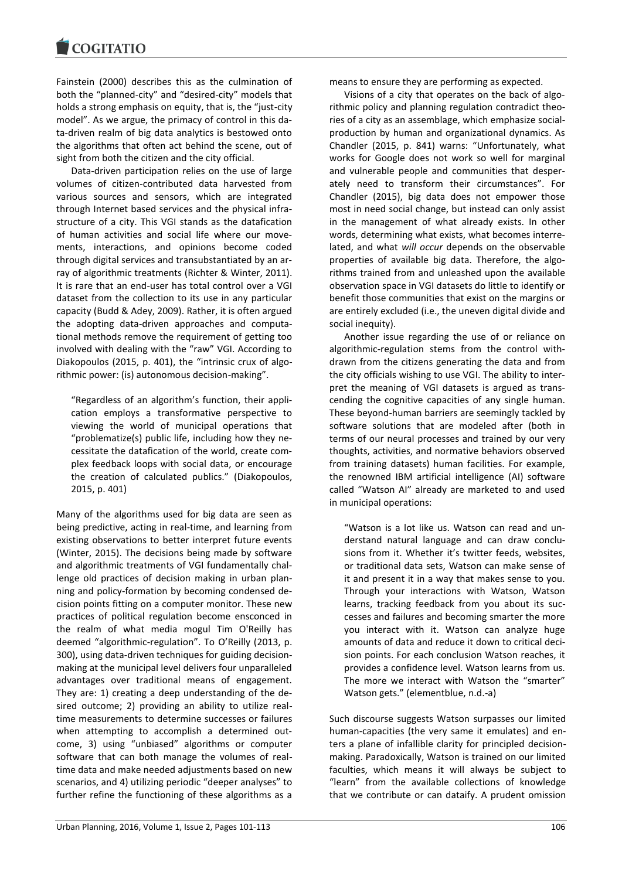Fainstein (2000) describes this as the culmination of both the "planned-city" and "desired-city" models that holds a strong emphasis on equity, that is, the "just-city model". As we argue, the primacy of control in this data-driven realm of big data analytics is bestowed onto the algorithms that often act behind the scene, out of sight from both the citizen and the city official.

Data-driven participation relies on the use of large volumes of citizen-contributed data harvested from various sources and sensors, which are integrated through Internet based services and the physical infrastructure of a city. This VGI stands as the datafication of human activities and social life where our movements, interactions, and opinions become coded through digital services and transubstantiated by an array of algorithmic treatments (Richter & Winter, 2011). It is rare that an end-user has total control over a VGI dataset from the collection to its use in any particular capacity (Budd & Adey, 2009). Rather, it is often argued the adopting data-driven approaches and computational methods remove the requirement of getting too involved with dealing with the "raw" VGI. According to Diakopoulos (2015, p. 401), the "intrinsic crux of algorithmic power: (is) autonomous decision-making".

> "Regardless of an algorithm's function, their application employs a transformative perspective to viewing the world of municipal operations that "problematize(s) public life, including how they necessitate the datafication of the world, create complex feedback loops with social data, or encourage the creation of calculated publics." (Diakopoulos, 2015, p. 401)

Many of the algorithms used for big data are seen as being predictive, acting in real-time, and learning from existing observations to better interpret future events (Winter, 2015). The decisions being made by software and algorithmic treatments of VGI fundamentally challenge old practices of decision making in urban planning and policy-formation by becoming condensed decision points fitting on a computer monitor. These new practices of political regulation become ensconced in the realm of what media mogul Tim O'Reilly has deemed "algorithmic-regulation". To O'Reilly (2013, p. 300), using data-driven techniques for guiding decision-making at the municipal level delivers four unparalleled advantages over traditional means of engagement. They are: 1) creating a deep understanding of the desired outcome; 2) providing an ability to utilize real-time measurements to determine successes or failures when attempting to accomplish a determined outcome, 3) using "unbiased" algorithms or computer software that can both manage the volumes of real-time data and make needed adjustments based on new scenarios, and 4) utilizing periodic "deeper analyses" to further refine the functioning of these algorithms as a means to ensure they are performing as expected.

Visions of a city that operates on the back of algorithmic policy and planning regulation contradict theories of a city as an assemblage, which emphasize social-production by human and organizational dynamics. As Chandler (2015, p. 841) warns: "Unfortunately, what works for Google does not work so well for marginal and vulnerable people and communities that desperately need to transform their circumstances". For Chandler (2015), big data does not empower those most in need social change, but instead can only assist in the management of what already exists. In other words, determining what exists, what becomes interrelated, and what *will occur* depends on the observable properties of available big data. Therefore, the algorithms trained from and unleashed upon the available observation space in VGI datasets do little to identify or benefit those communities that exist on the margins or are entirely excluded (i.e., the uneven digital divide and social inequity).

Another issue regarding the use of or reliance on algorithmic-regulation stems from the control withdrawn from the citizens generating the data and from the city officials wishing to use VGI. The ability to interpret the meaning of VGI datasets is argued as transcending the cognitive capacities of any single human. These beyond-human barriers are seemingly tackled by software solutions that are modeled after (both in terms of our neural processes and trained by our very thoughts, activities, and normative behaviors observed from training datasets) human facilities. For example, the renowned IBM artificial intelligence (AI) software called "Watson AI" already are marketed to and used in municipal operations:

> "Watson is a lot like us. Watson can read and understand natural language and can draw conclusions from it. Whether it's twitter feeds, websites, or traditional data sets, Watson can make sense of it and present it in a way that makes sense to you. Through your interactions with Watson, Watson learns, tracking feedback from you about its successes and failures and becoming smarter the more you interact with it. Watson can analyze huge amounts of data and reduce it down to critical decision points. For each conclusion Watson reaches, it provides a confidence level. Watson learns from us. The more we interact with Watson the "smarter" Watson gets." (elementblue, n.d.-a)

Such discourse suggests Watson surpasses our limited human-capacities (the very same it emulates) and enters a plane of infallible clarity for principled decision-making. Paradoxically, Watson is trained on our limited faculties, which means it will always be subject to "learn" from the available collections of knowledge that we contribute or can dataify. A prudent omission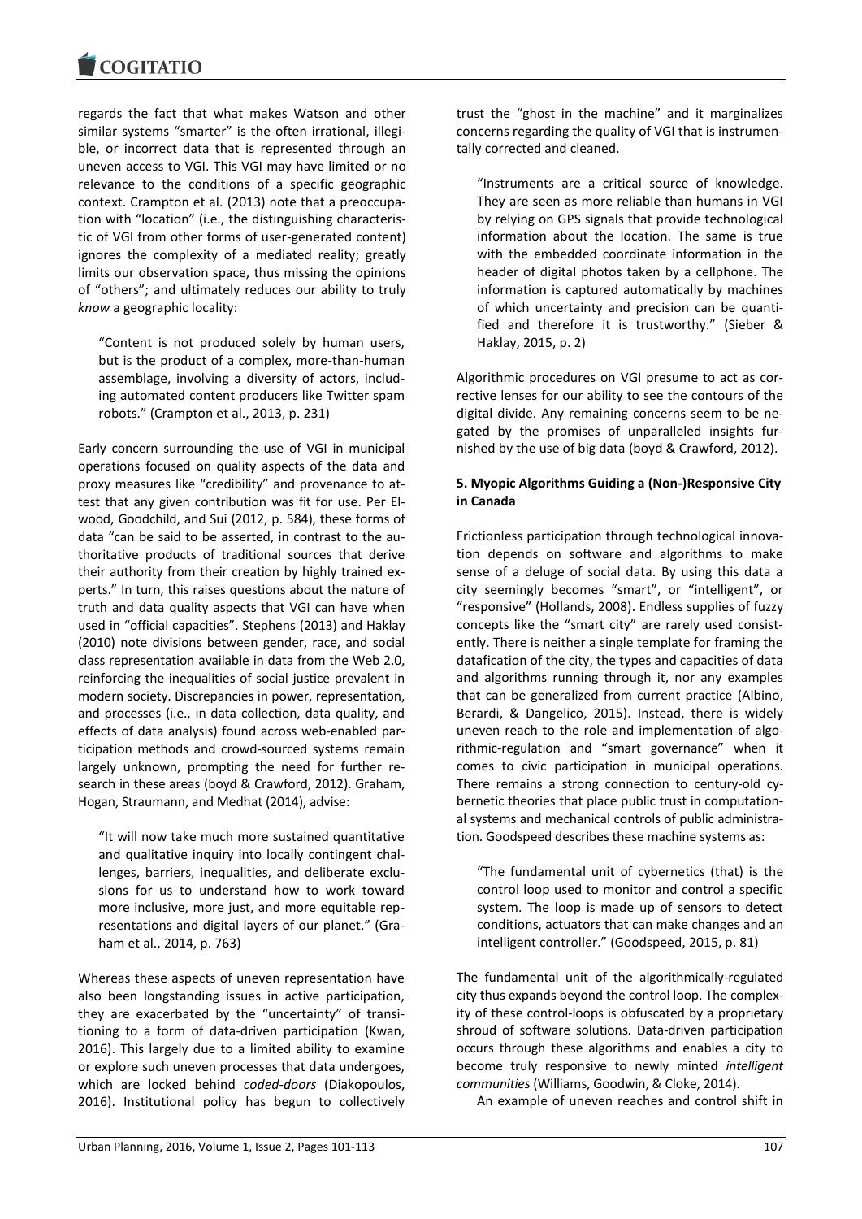regards the fact that what makes Watson and other similar systems "smarter" is the often irrational, illegible, or incorrect data that is represented through an uneven access to VGI. This VGI may have limited or no relevance to the conditions of a specific geographic context. Crampton et al. (2013) note that a preoccupation with "location" (i.e., the distinguishing characteristic of VGI from other forms of user-generated content) ignores the complexity of a mediated reality; greatly limits our observation space, thus missing the opinions of "others"; and ultimately reduces our ability to truly *know* a geographic locality:

> "Content is not produced solely by human users, but is the product of a complex, more-than-human assemblage, involving a diversity of actors, including automated content producers like Twitter spam robots." (Crampton et al., 2013, p. 231)

Early concern surrounding the use of VGI in municipal operations focused on quality aspects of the data and proxy measures like "credibility" and provenance to attest that any given contribution was fit for use. Per Elwood, Goodchild, and Sui (2012, p. 584), these forms of data "can be said to be asserted, in contrast to the authoritative products of traditional sources that derive their authority from their creation by highly trained experts." In turn, this raises questions about the nature of truth and data quality aspects that VGI can have when used in "official capacities". Stephens (2013) and Haklay (2010) note divisions between gender, race, and social class representation available in data from the Web 2.0, reinforcing the inequalities of social justice prevalent in modern society. Discrepancies in power, representation, and processes (i.e., in data collection, data quality, and effects of data analysis) found across web-enabled participation methods and crowd-sourced systems remain largely unknown, prompting the need for further research in these areas (boyd & Crawford, 2012). Graham, Hogan, Straumann, and Medhat (2014), advise:

> "It will now take much more sustained quantitative and qualitative inquiry into locally contingent challenges, barriers, inequalities, and deliberate exclusions for us to understand how to work toward more inclusive, more just, and more equitable representations and digital layers of our planet." (Graham et al., 2014, p. 763)

Whereas these aspects of uneven representation have also been longstanding issues in active participation, they are exacerbated by the "uncertainty" of transitioning to a form of data-driven participation (Kwan, 2016). This largely due to a limited ability to examine or explore such uneven processes that data undergoes, which are locked behind *coded-doors* (Diakopoulos, 2016). Institutional policy has begun to collectively trust the "ghost in the machine" and it marginalizes concerns regarding the quality of VGI that is instrumentally corrected and cleaned.

> "Instruments are a critical source of knowledge. They are seen as more reliable than humans in VGI by relying on GPS signals that provide technological information about the location. The same is true with the embedded coordinate information in the header of digital photos taken by a cellphone. The information is captured automatically by machines of which uncertainty and precision can be quantified and therefore it is trustworthy." (Sieber & Haklay, 2015, p. 2)

Algorithmic procedures on VGI presume to act as corrective lenses for our ability to see the contours of the digital divide. Any remaining concerns seem to be negated by the promises of unparalleled insights furnished by the use of big data (boyd & Crawford, 2012).

## 5. Myopic Algorithms Guiding a (Non-)Responsive City in Canada

Frictionless participation through technological innovation depends on software and algorithms to make sense of a deluge of social data. By using this data a city seemingly becomes "smart", or "intelligent", or "responsive" (Hollands, 2008). Endless supplies of fuzzy concepts like the "smart city" are rarely used consistently. There is neither a single template for framing the datafication of the city, the types and capacities of data and algorithms running through it, nor any examples that can be generalized from current practice (Albino, Berardi, & Dangelico, 2015). Instead, there is widely uneven reach to the role and implementation of algorithmic-regulation and "smart governance" when it comes to civic participation in municipal operations. There remains a strong connection to century-old cybernetic theories that place public trust in computational systems and mechanical controls of public administration. Goodspeed describes these machine systems as:

> "The fundamental unit of cybernetics (that) is the control loop used to monitor and control a specific system. The loop is made up of sensors to detect conditions, actuators that can make changes and an intelligent controller." (Goodspeed, 2015, p. 81)

The fundamental unit of the algorithmically-regulated city thus expands beyond the control loop. The complexity of these control-loops is obfuscated by a proprietary shroud of software solutions. Data-driven participation occurs through these algorithms and enables a city to become truly responsive to newly minted *intelligent communities* (Williams, Goodwin, & Cloke, 2014).

An example of uneven reaches and control shift in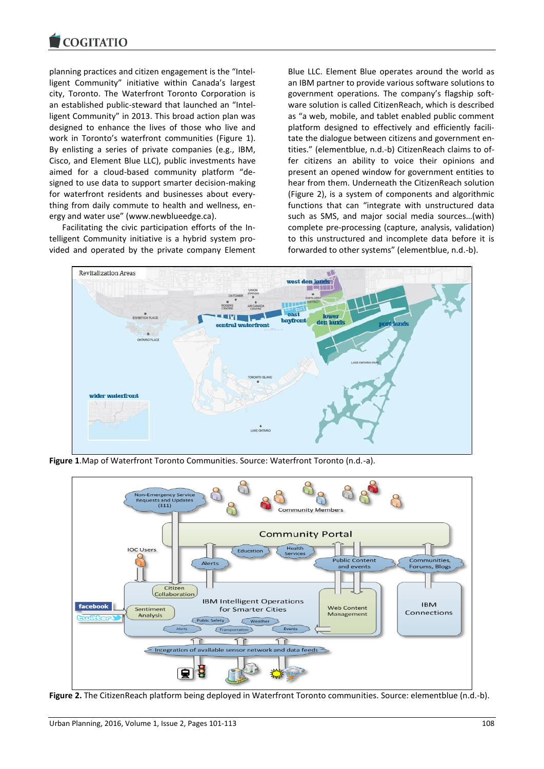planning practices and citizen engagement is the "Intelligent Community" initiative within Canada's largest city, Toronto. The Waterfront Toronto Corporation is an established public-steward that launched an "Intelligent Community" in 2013. This broad action plan was designed to enhance the lives of those who live and work in Toronto's waterfront communities (Figure 1). By enlisting a series of private companies (e.g., IBM, Cisco, and Element Blue LLC), public investments have aimed for a cloud-based community platform "designed to use data to support smarter decision-making for waterfront residents and businesses about everything from daily commute to health and wellness, energy and water use" (www.newblueedge.ca).

Facilitating the civic participation efforts of the Intelligent Community initiative is a hybrid system provided and operated by the private company Element Blue LLC. Element Blue operates around the world as an IBM partner to provide various software solutions to government operations. The company's flagship software solution is called CitizenReach, which is described as "a web, mobile, and tablet enabled public comment platform designed to effectively and efficiently facilitate the dialogue between citizens and government entities." (elementblue, n.d.-b) CitizenReach claims to offer citizens an ability to voice their opinions and present an opened window for government entities to hear from them. Underneath the CitizenReach solution (Figure 2), is a system of components and algorithmic functions that can "integrate with unstructured data such as SMS, and major social media sources…(with) complete pre-processing (capture, analysis, validation) to this unstructured and incomplete data before it is forwarded to other systems" (elementblue, n.d.-b).

**Figure 1**.Map of Waterfront Toronto Communities. Source: Waterfront Toronto (n.d.-a).

**Figure 2.** The CitizenReach platform being deployed in Waterfront Toronto communities. Source: elementblue (n.d.-b).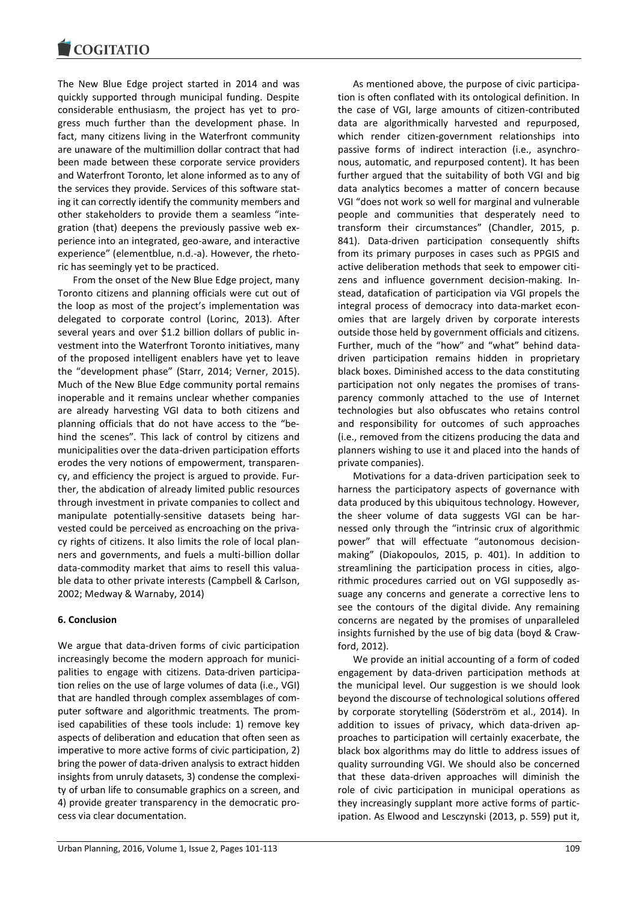The New Blue Edge project started in 2014 and was quickly supported through municipal funding. Despite considerable enthusiasm, the project has yet to progress much further than the development phase. In fact, many citizens living in the Waterfront community are unaware of the multimillion dollar contract that had been made between these corporate service providers and Waterfront Toronto, let alone informed as to any of the services they provide. Services of this software stating it can correctly identify the community members and other stakeholders to provide them a seamless "integration (that) deepens the previously passive web experience into an integrated, geo-aware, and interactive experience" (elementblue, n.d.-a). However, the rhetoric has seemingly yet to be practiced.

From the onset of the New Blue Edge project, many Toronto citizens and planning officials were cut out of the loop as most of the project's implementation was delegated to corporate control (Lorinc, 2013). After several years and over $1.2 billion dollars of public investment into the Waterfront Toronto initiatives, many of the proposed intelligent enablers have yet to leave the "development phase" (Starr, 2014; Verner, 2015). Much of the New Blue Edge community portal remains inoperable and it remains unclear whether companies are already harvesting VGI data to both citizens and planning officials that do not have access to the "behind the scenes". This lack of control by citizens and municipalities over the data-driven participation efforts erodes the very notions of empowerment, transparency, and efficiency the project is argued to provide. Further, the abdication of already limited public resources through investment in private companies to collect and manipulate potentially-sensitive datasets being harvested could be perceived as encroaching on the privacy rights of citizens. It also limits the role of local planners and governments, and fuels a multi-billion dollar data-commodity market that aims to resell this valuable data to other private interests (Campbell & Carlson, 2002; Medway & Warnaby, 2014)

## 6. Conclusion

We argue that data-driven forms of civic participation increasingly become the modern approach for municipalities to engage with citizens. Data-driven participation relies on the use of large volumes of data (i.e., VGI) that are handled through complex assemblages of computer software and algorithmic treatments. The promised capabilities of these tools include: 1) remove key aspects of deliberation and education that often seen as imperative to more active forms of civic participation, 2) bring the power of data-driven analysis to extract hidden insights from unruly datasets, 3) condense the complexity of urban life to consumable graphics on a screen, and 4) provide greater transparency in the democratic process via clear documentation.

As mentioned above, the purpose of civic participation is often conflated with its ontological definition. In the case of VGI, large amounts of citizen-contributed data are algorithmically harvested and repurposed, which render citizen-government relationships into passive forms of indirect interaction (i.e., asynchronous, automatic, and repurposed content). It has been further argued that the suitability of both VGI and big data analytics becomes a matter of concern because VGI "does not work so well for marginal and vulnerable people and communities that desperately need to transform their circumstances" (Chandler, 2015, p. 841). Data-driven participation consequently shifts from its primary purposes in cases such as PPGIS and active deliberation methods that seek to empower citizens and influence government decision-making. Instead, datafication of participation via VGI propels the integral process of democracy into data-market economies that are largely driven by corporate interests outside those held by government officials and citizens. Further, much of the "how" and "what" behind data-driven participation remains hidden in proprietary black boxes. Diminished access to the data constituting participation not only negates the promises of transparency commonly attached to the use of Internet technologies but also obfuscates who retains control and responsibility for outcomes of such approaches (i.e., removed from the citizens producing the data and planners wishing to use it and placed into the hands of private companies).

Motivations for a data-driven participation seek to harness the participatory aspects of governance with data produced by this ubiquitous technology. However, the sheer volume of data suggests VGI can be harnessed only through the "intrinsic crux of algorithmic power" that will effectuate "autonomous decision-making" (Diakopoulos, 2015, p. 401). In addition to streamlining the participation process in cities, algorithmic procedures carried out on VGI supposedly assuage any concerns and generate a corrective lens to see the contours of the digital divide. Any remaining concerns are negated by the promises of unparalleled insights furnished by the use of big data (boyd & Crawford, 2012).

We provide an initial accounting of a form of coded engagement by data-driven participation methods at the municipal level. Our suggestion is we should look beyond the discourse of technological solutions offered by corporate storytelling (Söderström et al., 2014). In addition to issues of privacy, which data-driven approaches to participation will certainly exacerbate, the black box algorithms may do little to address issues of quality surrounding VGI. We should also be concerned that these data-driven approaches will diminish the role of civic participation in municipal operations as they increasingly supplant more active forms of participation. As Elwood and Lesczynski (2013, p. 559) put it,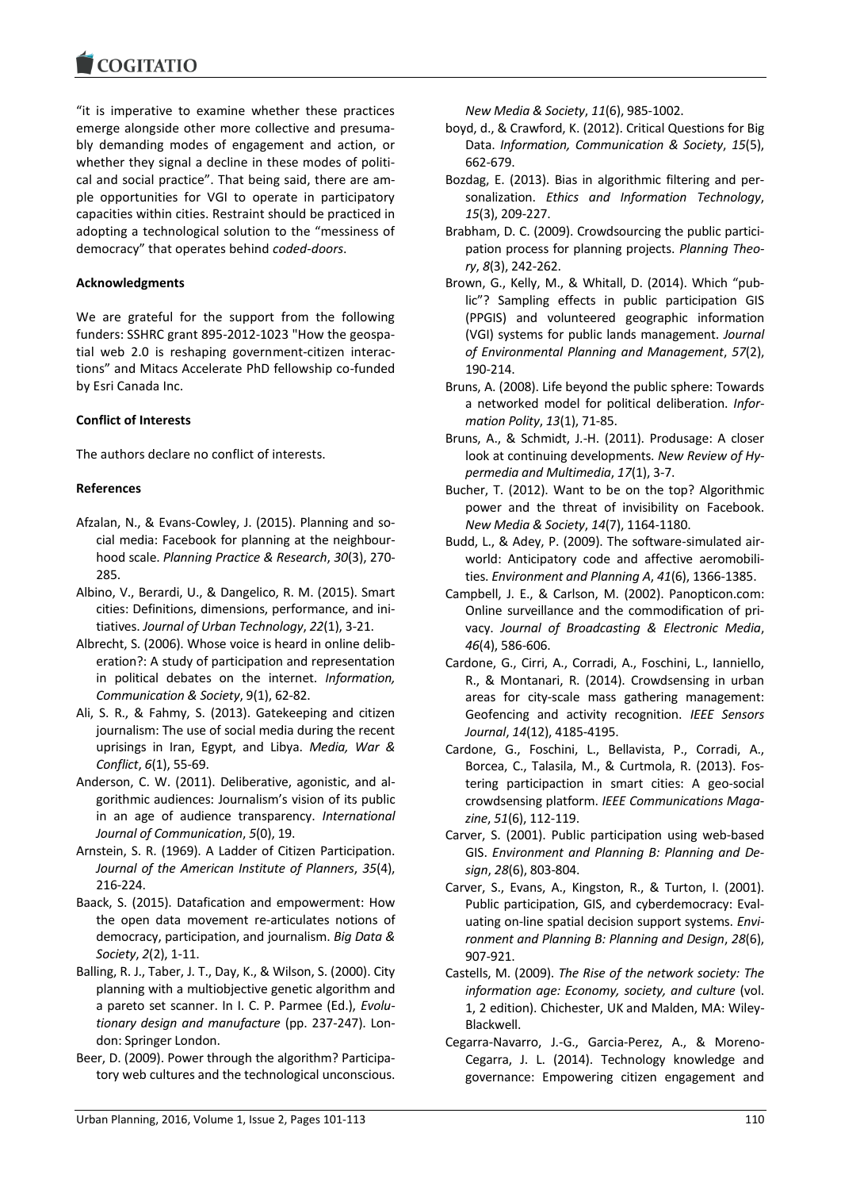"it is imperative to examine whether these practices emerge alongside other more collective and presumably demanding modes of engagement and action, or whether they signal a decline in these modes of political and social practice". That being said, there are ample opportunities for VGI to operate in participatory capacities within cities. Restraint should be practiced in adopting a technological solution to the "messiness of democracy" that operates behind *coded-doors*.

**Acknowledgments**

We are grateful for the support from the following funders: SSHRC grant 895-2012-1023 "How the geospatial web 2.0 is reshaping government-citizen interactions" and Mitacs Accelerate PhD fellowship co-funded by Esri Canada Inc.

**Conflict of Interests**

The authors declare no conflict of interests.

**References**

- Afzalan, N., & Evans-Cowley, J. (2015). Planning and social media: Facebook for planning at the neighbourhood scale. *Planning Practice & Research*, *30*(3), 270-285.
- Albino, V., Berardi, U., & Dangelico, R. M. (2015). Smart cities: Definitions, dimensions, performance, and initiatives. *Journal of Urban Technology*, *22*(1), 3-21.
- Albrecht, S. (2006). Whose voice is heard in online deliberation?: A study of participation and representation in political debates on the internet. *Information, Communication & Society*, 9(1), 62-82.
- Ali, S. R., & Fahmy, S. (2013). Gatekeeping and citizen journalism: The use of social media during the recent uprisings in Iran, Egypt, and Libya. *Media, War & Conflict*, *6*(1), 55-69.
- Anderson, C. W. (2011). Deliberative, agonistic, and algorithmic audiences: Journalism's vision of its public in an age of audience transparency. *International Journal of Communication*, *5*(0), 19.
- Arnstein, S. R. (1969). A Ladder of Citizen Participation. *Journal of the American Institute of Planners*, *35*(4), 216-224.
- Baack, S. (2015). Datafication and empowerment: How the open data movement re-articulates notions of democracy, participation, and journalism. *Big Data & Society*, *2*(2), 1-11.
- Balling, R. J., Taber, J. T., Day, K., & Wilson, S. (2000). City planning with a multiobjective genetic algorithm and a pareto set scanner. In I. C. P. Parmee (Ed.), *Evolutionary design and manufacture* (pp. 237-247). London: Springer London.
- Beer, D. (2009). Power through the algorithm? Participatory web cultures and the technological unconscious. *New Media & Society*, *11*(6), 985-1002.
- boyd, d., & Crawford, K. (2012). Critical Questions for Big Data. *Information, Communication & Society*, *15*(5), 662-679.
- Bozdag, E. (2013). Bias in algorithmic filtering and personalization. *Ethics and Information Technology*, *15*(3), 209-227.
- Brabham, D. C. (2009). Crowdsourcing the public participation process for planning projects. *Planning Theory*, *8*(3), 242-262.
- Brown, G., Kelly, M., & Whitall, D. (2014). Which "public"? Sampling effects in public participation GIS (PPGIS) and volunteered geographic information (VGI) systems for public lands management. *Journal of Environmental Planning and Management*, *57*(2), 190-214.
- Bruns, A. (2008). Life beyond the public sphere: Towards a networked model for political deliberation. *Information Polity*, *13*(1), 71-85.
- Bruns, A., & Schmidt, J.-H. (2011). Produsage: A closer look at continuing developments. *New Review of Hypermedia and Multimedia*, *17*(1), 3-7.
- Bucher, T. (2012). Want to be on the top? Algorithmic power and the threat of invisibility on Facebook. *New Media & Society*, *14*(7), 1164-1180.
- Budd, L., & Adey, P. (2009). The software-simulated airworld: Anticipatory code and affective aeromobilities. *Environment and Planning A*, *41*(6), 1366-1385.
- Campbell, J. E., & Carlson, M. (2002). Panopticon.com: Online surveillance and the commodification of privacy. *Journal of Broadcasting & Electronic Media*, *46*(4), 586-606.
- Cardone, G., Cirri, A., Corradi, A., Foschini, L., Ianniello, R., & Montanari, R. (2014). Crowdsensing in urban areas for city-scale mass gathering management: Geofencing and activity recognition. *IEEE Sensors Journal*, *14*(12), 4185-4195.
- Cardone, G., Foschini, L., Bellavista, P., Corradi, A., Borcea, C., Talasila, M., & Curtmola, R. (2013). Fostering participaction in smart cities: A geo-social crowdsensing platform. *IEEE Communications Magazine*, *51*(6), 112-119.
- Carver, S. (2001). Public participation using web-based GIS. *Environment and Planning B: Planning and Design*, *28*(6), 803-804.
- Carver, S., Evans, A., Kingston, R., & Turton, I. (2001). Public participation, GIS, and cyberdemocracy: Evaluating on-line spatial decision support systems. *Environment and Planning B: Planning and Design*, *28*(6), 907-921.
- Castells, M. (2009). *The Rise of the network society: The information age: Economy, society, and culture* (vol. 1, 2 edition). Chichester, UK and Malden, MA: Wiley-Blackwell.
- Cegarra-Navarro, J.-G., Garcia-Perez, A., & Moreno-Cegarra, J. L. (2014). Technology knowledge and governance: Empowering citizen engagement and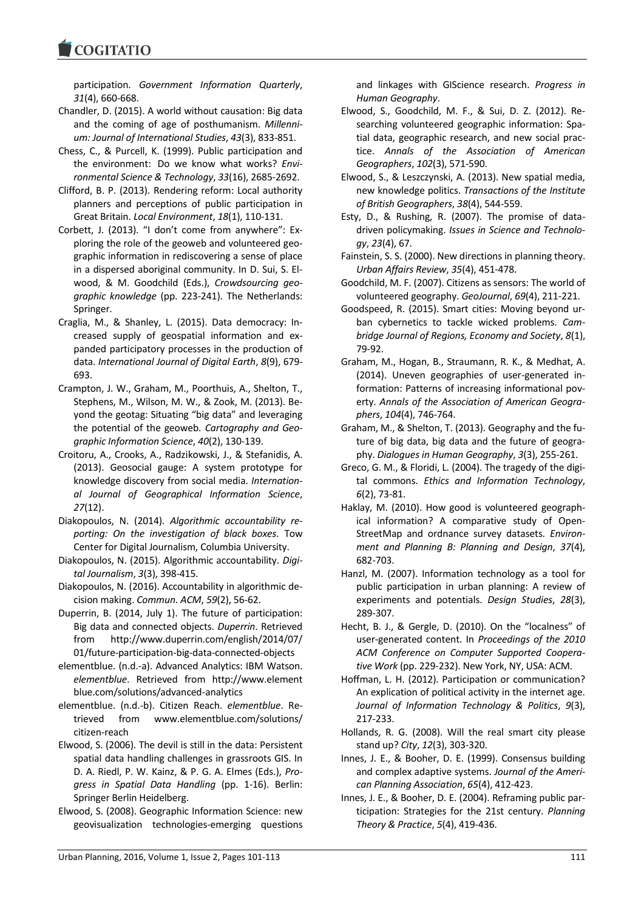participation. *Government Information Quarterly*, *31*(4), 660-668.

Chandler, D. (2015). A world without causation: Big data and the coming of age of posthumanism. *Millennium: Journal of International Studies*, *43*(3), 833-851.

Chess, C., & Purcell, K. (1999). Public participation and the environment: Do we know what works? *Environmental Science & Technology*, *33*(16), 2685-2692.

Clifford, B. P. (2013). Rendering reform: Local authority planners and perceptions of public participation in Great Britain. *Local Environment*, *18*(1), 110-131.

Corbett, J. (2013). "I don't come from anywhere": Exploring the role of the geoweb and volunteered geographic information in rediscovering a sense of place in a dispersed aboriginal community. In D. Sui, S. Elwood, & M. Goodchild (Eds.), *Crowdsourcing geographic knowledge* (pp. 223-241). The Netherlands: Springer.

Craglia, M., & Shanley, L. (2015). Data democracy: Increased supply of geospatial information and expanded participatory processes in the production of data. *International Journal of Digital Earth*, *8*(9), 679-693.

Crampton, J. W., Graham, M., Poorthuis, A., Shelton, T., Stephens, M., Wilson, M. W., & Zook, M. (2013). Beyond the geotag: Situating "big data" and leveraging the potential of the geoweb. *Cartography and Geographic Information Science*, *40*(2), 130-139.

Croitoru, A., Crooks, A., Radzikowski, J., & Stefanidis, A. (2013). Geosocial gauge: A system prototype for knowledge discovery from social media. *International Journal of Geographical Information Science*, *27*(12).

Diakopoulos, N. (2014). *Algorithmic accountability reporting: On the investigation of black boxes*. Tow Center for Digital Journalism, Columbia University.

Diakopoulos, N. (2015). Algorithmic accountability. *Digital Journalism*, *3*(3), 398-415.

Diakopoulos, N. (2016). Accountability in algorithmic decision making. *Commun. ACM*, *59*(2), 56-62.

Duperrin, B. (2014, July 1). The future of participation: Big data and connected objects. *Duperrin*. Retrieved from http://www.duperrin.com/english/2014/07/01/future-participation-big-data-connected-objects

elementblue. (n.d.-a). Advanced Analytics: IBM Watson. *elementblue*. Retrieved from http://www.elementblue.com/solutions/advanced-analytics

elementblue. (n.d.-b). Citizen Reach. *elementblue*. Retrieved from www.elementblue.com/solutions/citizen-reach

Elwood, S. (2006). The devil is still in the data: Persistent spatial data handling challenges in grassroots GIS. In D. A. Riedl, P. W. Kainz, & P. G. A. Elmes (Eds.), *Progress in Spatial Data Handling* (pp. 1-16). Berlin: Springer Berlin Heidelberg.

Elwood, S. (2008). Geographic Information Science: new geovisualization technologies-emerging questions and linkages with GIScience research. *Progress in Human Geography*.

Elwood, S., Goodchild, M. F., & Sui, D. Z. (2012). Researching volunteered geographic information: Spatial data, geographic research, and new social practice. *Annals of the Association of American Geographers*, *102*(3), 571-590.

Elwood, S., & Leszczynski, A. (2013). New spatial media, new knowledge politics. *Transactions of the Institute of British Geographers*, *38*(4), 544-559.

Esty, D., & Rushing, R. (2007). The promise of data-driven policymaking. *Issues in Science and Technology*, *23*(4), 67.

Fainstein, S. S. (2000). New directions in planning theory. *Urban Affairs Review*, *35*(4), 451-478.

Goodchild, M. F. (2007). Citizens as sensors: The world of volunteered geography. *GeoJournal*, *69*(4), 211-221.

Goodspeed, R. (2015). Smart cities: Moving beyond urban cybernetics to tackle wicked problems. *Cambridge Journal of Regions, Economy and Society*, *8*(1), 79-92.

Graham, M., Hogan, B., Straumann, R. K., & Medhat, A. (2014). Uneven geographies of user-generated information: Patterns of increasing informational poverty. *Annals of the Association of American Geographers*, *104*(4), 746-764.

Graham, M., & Shelton, T. (2013). Geography and the future of big data, big data and the future of geography. *Dialogues in Human Geography*, *3*(3), 255-261.

Greco, G. M., & Floridi, L. (2004). The tragedy of the digital commons. *Ethics and Information Technology*, *6*(2), 73-81.

Haklay, M. (2010). How good is volunteered geographical information? A comparative study of OpenStreetMap and ordnance survey datasets. *Environment and Planning B: Planning and Design*, *37*(4), 682-703.

Hanzl, M. (2007). Information technology as a tool for public participation in urban planning: A review of experiments and potentials. *Design Studies*, *28*(3), 289-307.

Hecht, B. J., & Gergle, D. (2010). On the "localness" of user-generated content. In *Proceedings of the 2010 ACM Conference on Computer Supported Cooperative Work* (pp. 229-232). New York, NY, USA: ACM.

Hoffman, L. H. (2012). Participation or communication? An explication of political activity in the internet age. *Journal of Information Technology & Politics*, *9*(3), 217-233.

Hollands, R. G. (2008). Will the real smart city please stand up? *City*, *12*(3), 303-320.

Innes, J. E., & Booher, D. E. (1999). Consensus building and complex adaptive systems. *Journal of the American Planning Association*, *65*(4), 412-423.

Innes, J. E., & Booher, D. E. (2004). Reframing public participation: Strategies for the 21st century. *Planning Theory & Practice*, *5*(4), 419-436.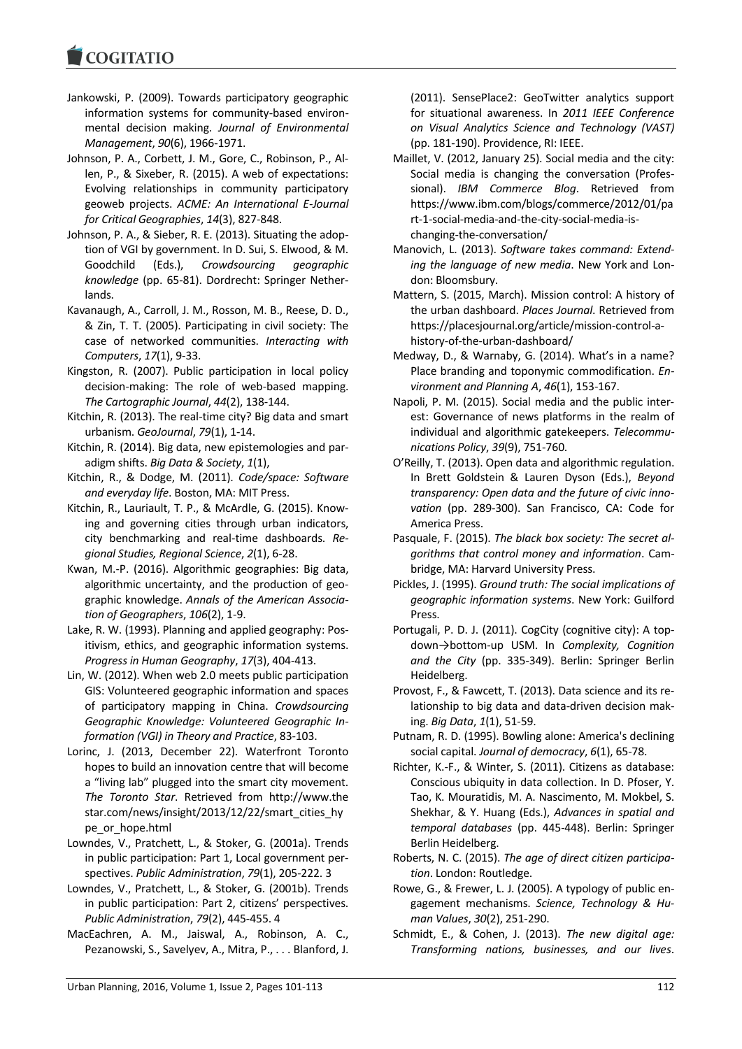Jankowski, P. (2009). Towards participatory geographic information systems for community-based environmental decision making. *Journal of Environmental Management*, *90*(6), 1966-1971.

Johnson, P. A., Corbett, J. M., Gore, C., Robinson, P., Allen, P., & Sixeber, R. (2015). A web of expectations: Evolving relationships in community participatory geoweb projects. *ACME: An International E-Journal for Critical Geographies*, *14*(3), 827-848.

Johnson, P. A., & Sieber, R. E. (2013). Situating the adoption of VGI by government. In D. Sui, S. Elwood, & M. Goodchild (Eds.), *Crowdsourcing geographic knowledge* (pp. 65-81). Dordrecht: Springer Netherlands.

Kavanaugh, A., Carroll, J. M., Rosson, M. B., Reese, D. D., & Zin, T. T. (2005). Participating in civil society: The case of networked communities. *Interacting with Computers*, *17*(1), 9-33.

Kingston, R. (2007). Public participation in local policy decision-making: The role of web-based mapping. *The Cartographic Journal*, *44*(2), 138-144.

Kitchin, R. (2013). The real-time city? Big data and smart urbanism. *GeoJournal*, *79*(1), 1-14.

Kitchin, R. (2014). Big data, new epistemologies and paradigm shifts. *Big Data & Society*, *1*(1),

Kitchin, R., & Dodge, M. (2011). *Code/space: Software and everyday life*. Boston, MA: MIT Press.

Kitchin, R., Lauriault, T. P., & McArdle, G. (2015). Knowing and governing cities through urban indicators, city benchmarking and real-time dashboards. *Regional Studies, Regional Science*, *2*(1), 6-28.

Kwan, M.-P. (2016). Algorithmic geographies: Big data, algorithmic uncertainty, and the production of geographic knowledge. *Annals of the American Association of Geographers*, *106*(2), 1-9.

Lake, R. W. (1993). Planning and applied geography: Positivism, ethics, and geographic information systems. *Progress in Human Geography*, *17*(3), 404-413.

Lin, W. (2012). When web 2.0 meets public participation GIS: Volunteered geographic information and spaces of participatory mapping in China. *Crowdsourcing Geographic Knowledge: Volunteered Geographic Information (VGI) in Theory and Practice*, 83-103.

Lorinc, J. (2013, December 22). Waterfront Toronto hopes to build an innovation centre that will become a "living lab" plugged into the smart city movement. *The Toronto Star*. Retrieved from http://www.thestar.com/news/insight/2013/12/22/smart_cities_hype_or_hope.html

Lowndes, V., Pratchett, L., & Stoker, G. (2001a). Trends in public participation: Part 1, Local government perspectives. *Public Administration*, *79*(1), 205-222. 3

Lowndes, V., Pratchett, L., & Stoker, G. (2001b). Trends in public participation: Part 2, citizens' perspectives. *Public Administration*, *79*(2), 445-455. 4

MacEachren, A. M., Jaiswal, A., Robinson, A. C., Pezanowski, S., Savelyev, A., Mitra, P., . . . Blanford, J. (2011). SensePlace2: GeoTwitter analytics support for situational awareness. In *2011 IEEE Conference on Visual Analytics Science and Technology (VAST)* (pp. 181-190). Providence, RI: IEEE.

Maillet, V. (2012, January 25). Social media and the city: Social media is changing the conversation (Professional). *IBM Commerce Blog*. Retrieved from https://www.ibm.com/blogs/commerce/2012/01/part-1-social-media-and-the-city-social-media-is-changing-the-conversation/

Manovich, L. (2013). *Software takes command: Extending the language of new media*. New York and London: Bloomsbury.

Mattern, S. (2015, March). Mission control: A history of the urban dashboard. *Places Journal*. Retrieved from https://placesjournal.org/article/mission-control-a-history-of-the-urban-dashboard/

Medway, D., & Warnaby, G. (2014). What's in a name? Place branding and toponymic commodification. *Environment and Planning A*, *46*(1), 153-167.

Napoli, P. M. (2015). Social media and the public interest: Governance of news platforms in the realm of individual and algorithmic gatekeepers. *Telecommunications Policy*, *39*(9), 751-760.

O'Reilly, T. (2013). Open data and algorithmic regulation. In Brett Goldstein & Lauren Dyson (Eds.), *Beyond transparency: Open data and the future of civic innovation* (pp. 289-300). San Francisco, CA: Code for America Press.

Pasquale, F. (2015). *The black box society: The secret algorithms that control money and information*. Cambridge, MA: Harvard University Press.

Pickles, J. (1995). *Ground truth: The social implications of geographic information systems*. New York: Guilford Press.

Portugali, P. D. J. (2011). CogCity (cognitive city): A top-down→bottom-up USM. In *Complexity, Cognition and the City* (pp. 335-349). Berlin: Springer Berlin Heidelberg.

Provost, F., & Fawcett, T. (2013). Data science and its relationship to big data and data-driven decision making. *Big Data*, *1*(1), 51-59.

Putnam, R. D. (1995). Bowling alone: America's declining social capital. *Journal of democracy*, *6*(1), 65-78.

Richter, K.-F., & Winter, S. (2011). Citizens as database: Conscious ubiquity in data collection. In D. Pfoser, Y. Tao, K. Mouratidis, M. A. Nascimento, M. Mokbel, S. Shekhar, & Y. Huang (Eds.), *Advances in spatial and temporal databases* (pp. 445-448). Berlin: Springer Berlin Heidelberg.

Roberts, N. C. (2015). *The age of direct citizen participation*. London: Routledge.

Rowe, G., & Frewer, L. J. (2005). A typology of public engagement mechanisms. *Science, Technology & Human Values*, *30*(2), 251-290.

Schmidt, E., & Cohen, J. (2013). *The new digital age: Transforming nations, businesses, and our lives*.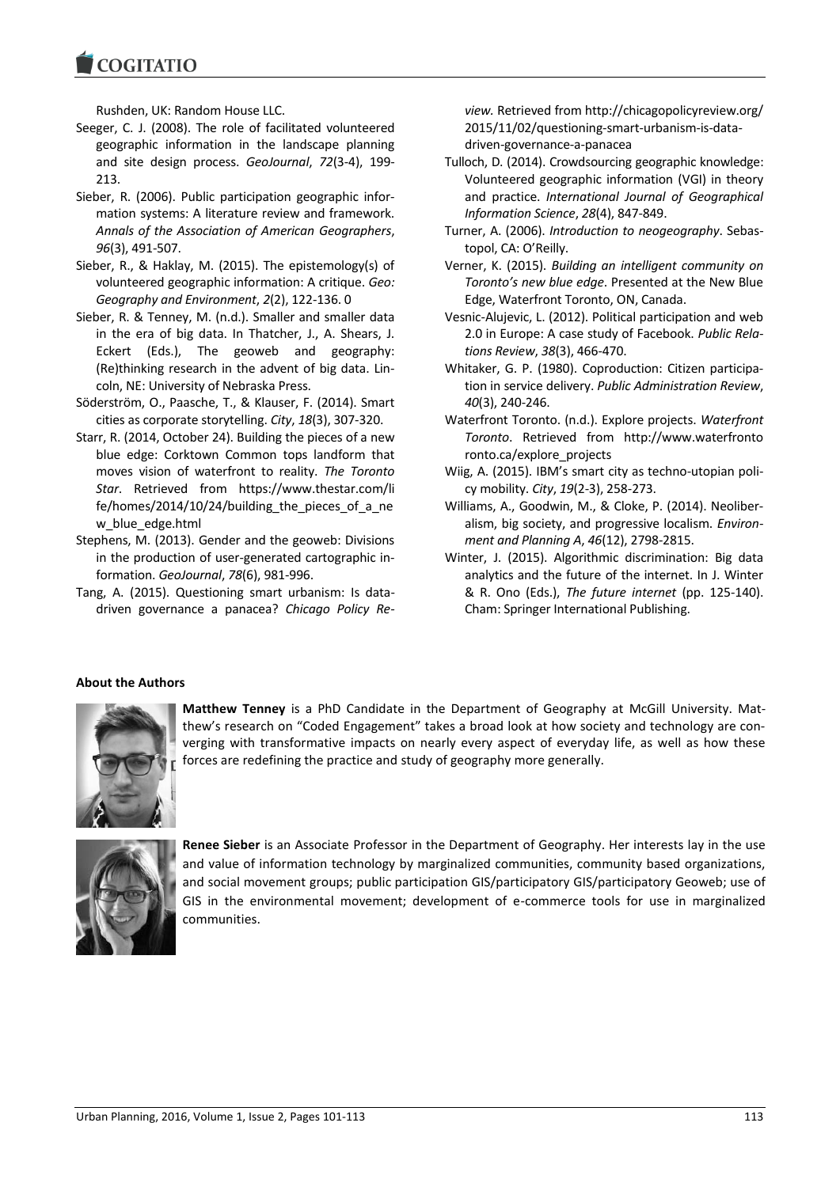Rushden, UK: Random House LLC.

Seeger, C. J. (2008). The role of facilitated volunteered geographic information in the landscape planning and site design process. *GeoJournal*, *72*(3-4), 199-213.

Sieber, R. (2006). Public participation geographic information systems: A literature review and framework. *Annals of the Association of American Geographers*, *96*(3), 491-507.

Sieber, R., & Haklay, M. (2015). The epistemology(s) of volunteered geographic information: A critique. *Geo: Geography and Environment*, *2*(2), 122-136. 0

Sieber, R. & Tenney, M. (n.d.). Smaller and smaller data in the era of big data. In Thatcher, J., A. Shears, J. Eckert (Eds.), The geoweb and geography: (Re)thinking research in the advent of big data. Lincoln, NE: University of Nebraska Press.

Söderström, O., Paasche, T., & Klauser, F. (2014). Smart cities as corporate storytelling. *City*, *18*(3), 307-320.

Starr, R. (2014, October 24). Building the pieces of a new blue edge: Corktown Common tops landform that moves vision of waterfront to reality. *The Toronto Star*. Retrieved from https://www.thestar.com/life/homes/2014/10/24/building_the_pieces_of_a_new_blue_edge.html

Stephens, M. (2013). Gender and the geoweb: Divisions in the production of user-generated cartographic information. *GeoJournal*, *78*(6), 981-996.

Tang, A. (2015). Questioning smart urbanism: Is data-driven governance a panacea? *Chicago Policy Review*. Retrieved from http://chicagopolicyreview.org/2015/11/02/questioning-smart-urbanism-is-data-driven-governance-a-panacea

Tulloch, D. (2014). Crowdsourcing geographic knowledge: Volunteered geographic information (VGI) in theory and practice. *International Journal of Geographical Information Science*, *28*(4), 847-849.

Turner, A. (2006). *Introduction to neogeography*. Sebastopol, CA: O'Reilly.

Verner, K. (2015). *Building an intelligent community on Toronto's new blue edge*. Presented at the New Blue Edge, Waterfront Toronto, ON, Canada.

Vesnic-Alujevic, L. (2012). Political participation and web 2.0 in Europe: A case study of Facebook. *Public Relations Review*, *38*(3), 466-470.

Whitaker, G. P. (1980). Coproduction: Citizen participation in service delivery. *Public Administration Review*, *40*(3), 240-246.

Waterfront Toronto. (n.d.). Explore projects. *Waterfront Toronto*. Retrieved from http://www.waterfrontoronto.ca/explore_projects

Wiig, A. (2015). IBM's smart city as techno-utopian policy mobility. *City*, *19*(2-3), 258-273.

Williams, A., Goodwin, M., & Cloke, P. (2014). Neoliberalism, big society, and progressive localism. *Environment and Planning A*, *46*(12), 2798-2815.

Winter, J. (2015). Algorithmic discrimination: Big data analytics and the future of the internet. In J. Winter & R. Ono (Eds.), *The future internet* (pp. 125-140). Cham: Springer International Publishing.

## About the Authors

**Matthew Tenney** is a PhD Candidate in the Department of Geography at McGill University. Matthew's research on "Coded Engagement" takes a broad look at how society and technology are converging with transformative impacts on nearly every aspect of everyday life, as well as how these forces are redefining the practice and study of geography more generally.

**Renee Sieber** is an Associate Professor in the Department of Geography. Her interests lay in the use and value of information technology by marginalized communities, community based organizations, and social movement groups; public participation GIS/participatory GIS/participatory Geoweb; use of GIS in the environmental movement; development of e-commerce tools for use in marginalized communities.